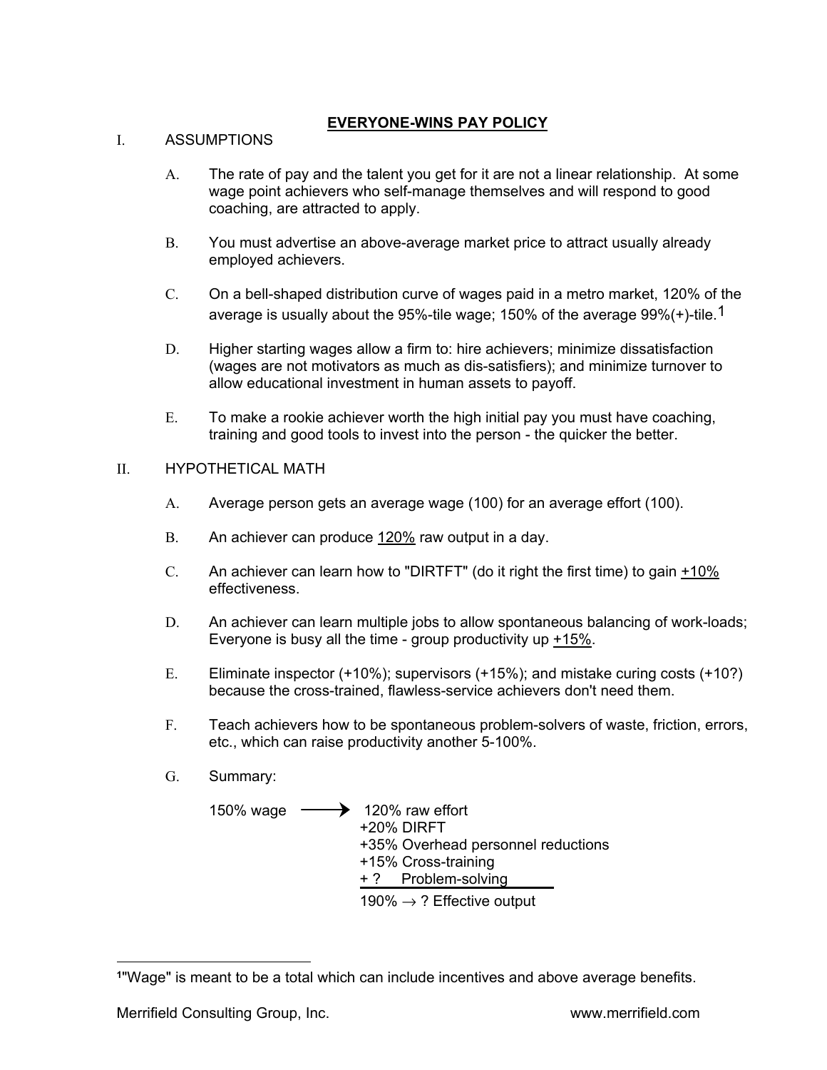# EVERYONE-WINS PAY POLICY

## I. ASSUMPTIONS

A. The rate of pay and the talent you get for it are not a linear relationship. At some wage point achievers who self-manage themselves and will respond to good coaching, are attracted to apply.

B. You must advertise an above-average market price to attract usually already employed achievers.

C. On a bell-shaped distribution curve of wages paid in a metro market, 120% of the average is usually about the 95%-tile wage; 150% of the average 99%(+)-tile.[1]

D. Higher starting wages allow a firm to: hire achievers; minimize dissatisfaction (wages are not motivators as much as dis-satisfiers); and minimize turnover to allow educational investment in human assets to payoff.

E. To make a rookie achiever worth the high initial pay you must have coaching, training and good tools to invest into the person - the quicker the better.

## II. HYPOTHETICAL MATH

A. Average person gets an average wage (100) for an average effort (100).

B. An achiever can produce <u>120%</u> raw output in a day.

C. An achiever can learn how to "DIRTFT" (do it right the first time) to gain <u>+10%</u> effectiveness.

D. An achiever can learn multiple jobs to allow spontaneous balancing of work-loads; Everyone is busy all the time - group productivity up <u>+15%</u>.

E. Eliminate inspector (+10%); supervisors (+15%); and mistake curing costs (+10?) because the cross-trained, flawless-service achievers don't need them.

F. Teach achievers how to be spontaneous problem-solvers of waste, friction, errors, etc., which can raise productivity another 5-100%.

G. Summary:

```
150% wage  ──────→   120% raw effort
                     +20% DIRFT
                     +35% Overhead personnel reductions
                     +15% Cross-training
                     + ?   Problem-solving
                     ─────────────────────────
                     190% → ? Effective output
```

---

[1] "Wage" is meant to be a total which can include incentives and above average benefits.

Merrifield Consulting Group, Inc. www.merrifield.com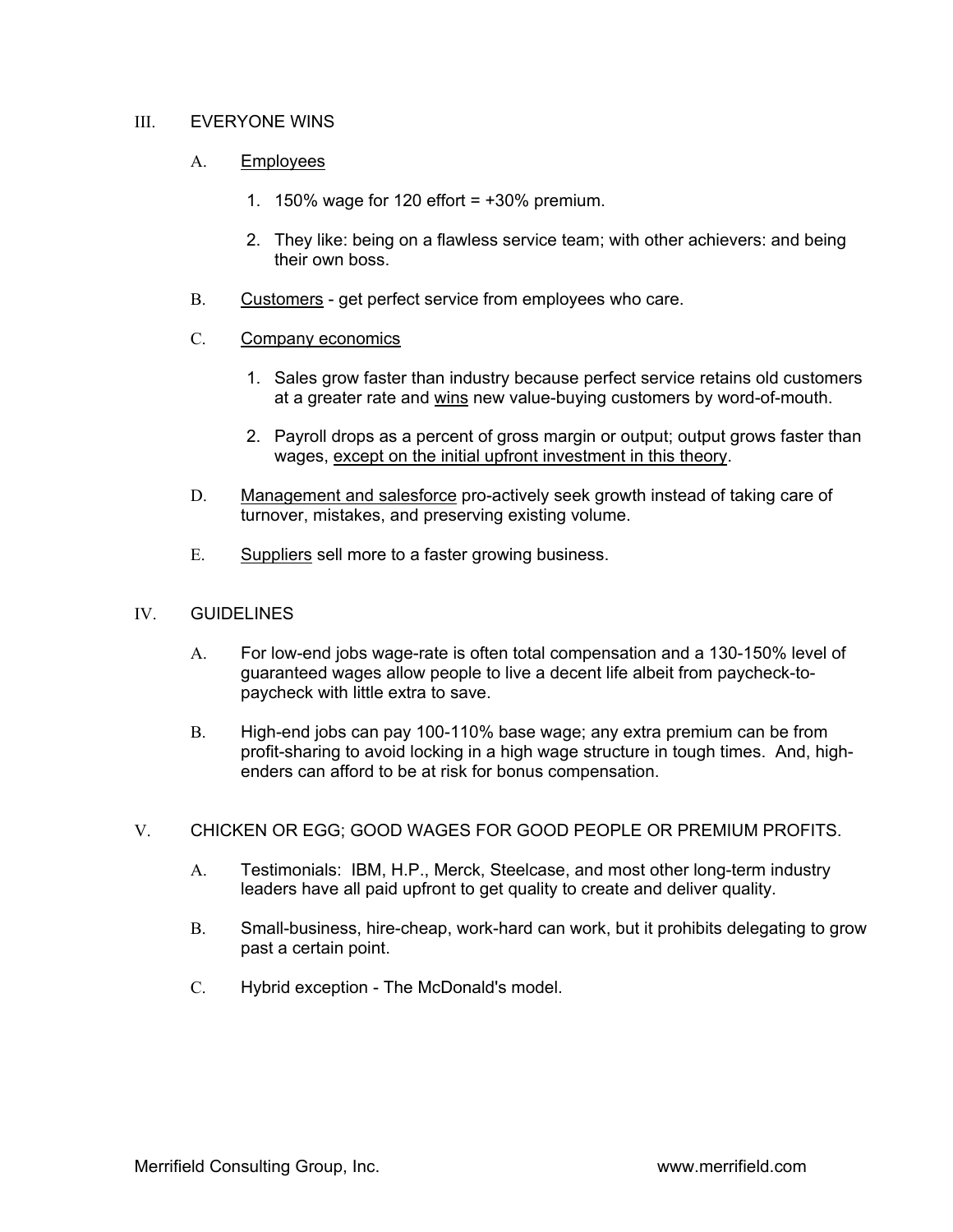## III. EVERYONE WINS

### A. <u>Employees</u>

1. 150% wage for 120 effort = +30% premium.

2. They like: being on a flawless service team; with other achievers: and being their own boss.

### B. <u>Customers</u> - get perfect service from employees who care.

### C. <u>Company economics</u>

1. Sales grow faster than industry because perfect service retains old customers at a greater rate and <u>wins</u> new value-buying customers by word-of-mouth.

2. Payroll drops as a percent of gross margin or output; output grows faster than wages, <u>except on the initial upfront investment in this theory</u>.

### D. <u>Management and salesforce</u> pro-actively seek growth instead of taking care of turnover, mistakes, and preserving existing volume.

### E. <u>Suppliers</u> sell more to a faster growing business.

## IV. GUIDELINES

A. For low-end jobs wage-rate is often total compensation and a 130-150% level of guaranteed wages allow people to live a decent life albeit from paycheck-to-paycheck with little extra to save.

B. High-end jobs can pay 100-110% base wage; any extra premium can be from profit-sharing to avoid locking in a high wage structure in tough times. And, high-enders can afford to be at risk for bonus compensation.

## V. CHICKEN OR EGG; GOOD WAGES FOR GOOD PEOPLE OR PREMIUM PROFITS.

A. Testimonials: IBM, H.P., Merck, Steelcase, and most other long-term industry leaders have all paid upfront to get quality to create and deliver quality.

B. Small-business, hire-cheap, work-hard can work, but it prohibits delegating to grow past a certain point.

C. Hybrid exception - The McDonald's model.